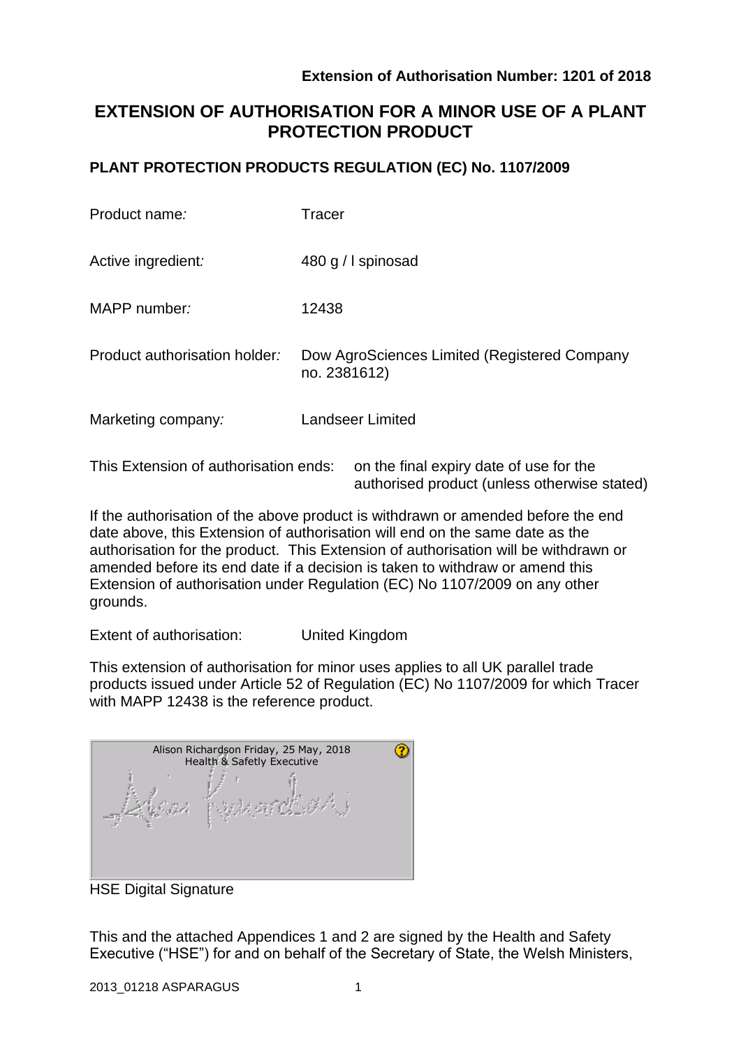**Extension of Authorisation Number: 1201 of 2018**

# EXTENSION OF AUTHORISATION FOR A MINOR USE OF A PLANT PROTECTION PRODUCT

## PLANT PROTECTION PRODUCTS REGULATION (EC) No. 1107/2009

| | |
|---|---|
| Product name*:* | Tracer |
| Active ingredient*:* | 480 g / l spinosad |
| MAPP number*:* | 12438 |
| Product authorisation holder*:* | Dow AgroSciences Limited (Registered Company no. 2381612) |
| Marketing company*:* | Landseer Limited |

This Extension of authorisation ends: on the final expiry date of use for the authorised product (unless otherwise stated)

If the authorisation of the above product is withdrawn or amended before the end date above, this Extension of authorisation will end on the same date as the authorisation for the product. This Extension of authorisation will be withdrawn or amended before its end date if a decision is taken to withdraw or amend this Extension of authorisation under Regulation (EC) No 1107/2009 on any other grounds.

Extent of authorisation: United Kingdom

This extension of authorisation for minor uses applies to all UK parallel trade products issued under Article 52 of Regulation (EC) No 1107/2009 for which Tracer with MAPP 12438 is the reference product.

Alison Richardson Friday, 25 May, 2018
Health & Safetly Executive

HSE Digital Signature

This and the attached Appendices 1 and 2 are signed by the Health and Safety Executive ("HSE") for and on behalf of the Secretary of State, the Welsh Ministers,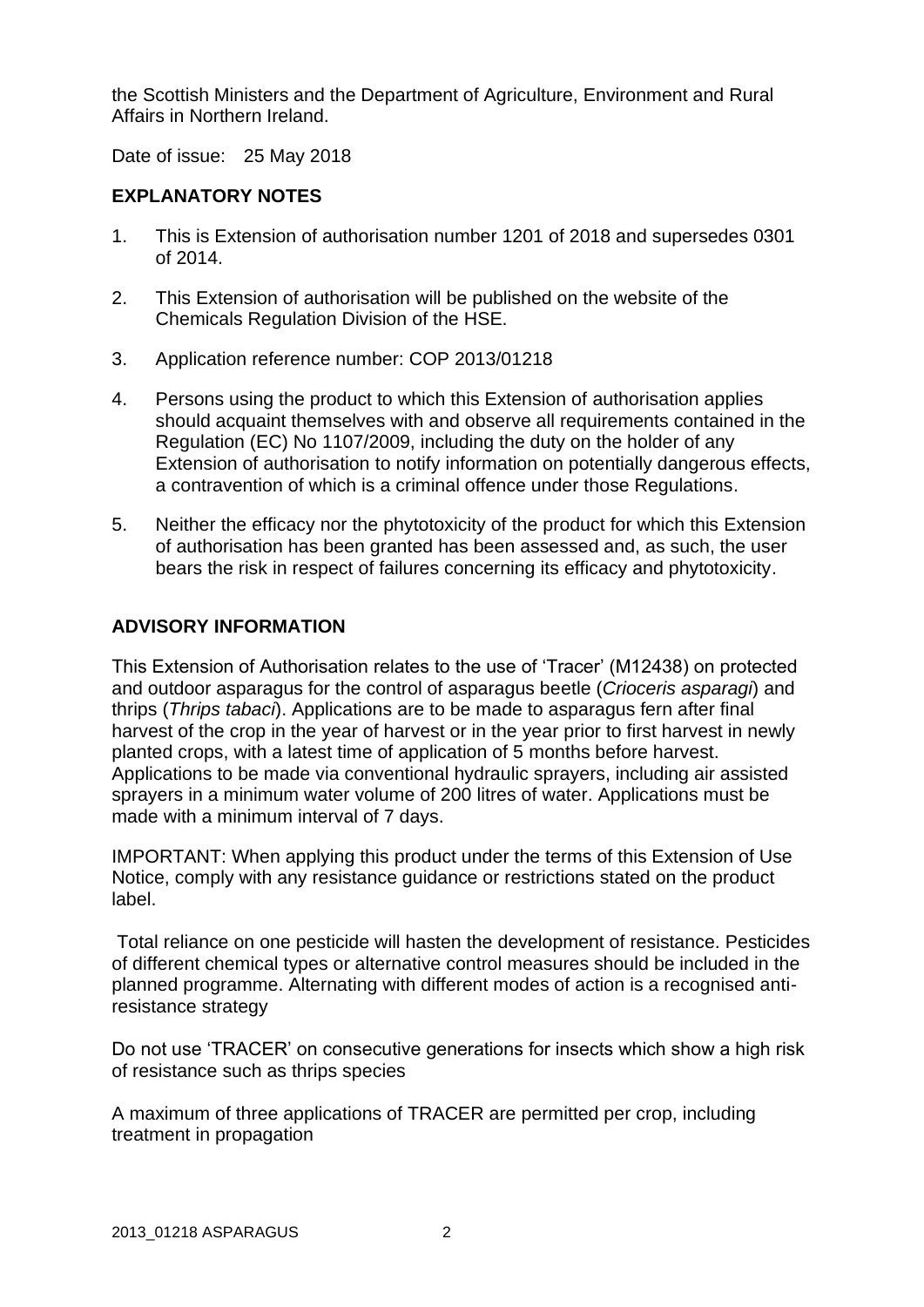the Scottish Ministers and the Department of Agriculture, Environment and Rural Affairs in Northern Ireland.

Date of issue: 25 May 2018

**EXPLANATORY NOTES**

1. This is Extension of authorisation number 1201 of 2018 and supersedes 0301 of 2014.
2. This Extension of authorisation will be published on the website of the Chemicals Regulation Division of the HSE.
3. Application reference number: COP 2013/01218
4. Persons using the product to which this Extension of authorisation applies should acquaint themselves with and observe all requirements contained in the Regulation (EC) No 1107/2009, including the duty on the holder of any Extension of authorisation to notify information on potentially dangerous effects, a contravention of which is a criminal offence under those Regulations.
5. Neither the efficacy nor the phytotoxicity of the product for which this Extension of authorisation has been granted has been assessed and, as such, the user bears the risk in respect of failures concerning its efficacy and phytotoxicity.

**ADVISORY INFORMATION**

This Extension of Authorisation relates to the use of 'Tracer' (M12438) on protected and outdoor asparagus for the control of asparagus beetle (*Crioceris asparagi*) and thrips (*Thrips tabaci*). Applications are to be made to asparagus fern after final harvest of the crop in the year of harvest or in the year prior to first harvest in newly planted crops, with a latest time of application of 5 months before harvest. Applications to be made via conventional hydraulic sprayers, including air assisted sprayers in a minimum water volume of 200 litres of water. Applications must be made with a minimum interval of 7 days.

IMPORTANT: When applying this product under the terms of this Extension of Use Notice, comply with any resistance guidance or restrictions stated on the product label.

Total reliance on one pesticide will hasten the development of resistance. Pesticides of different chemical types or alternative control measures should be included in the planned programme. Alternating with different modes of action is a recognised anti-resistance strategy

Do not use 'TRACER' on consecutive generations for insects which show a high risk of resistance such as thrips species

A maximum of three applications of TRACER are permitted per crop, including treatment in propagation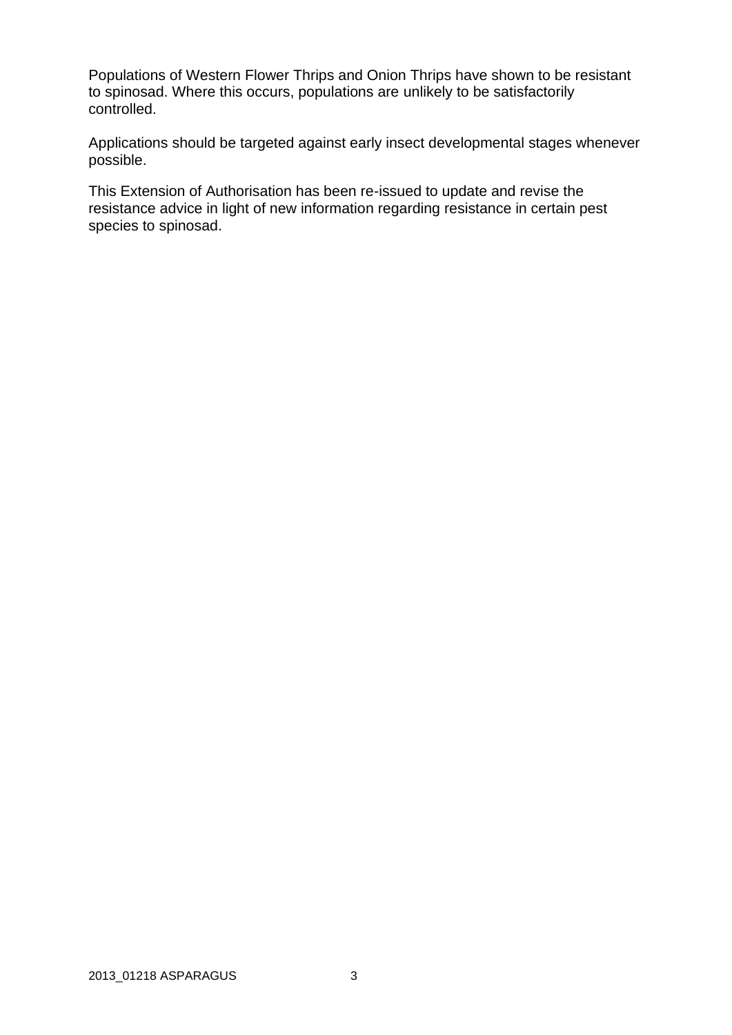Populations of Western Flower Thrips and Onion Thrips have shown to be resistant to spinosad. Where this occurs, populations are unlikely to be satisfactorily controlled.

Applications should be targeted against early insect developmental stages whenever possible.

This Extension of Authorisation has been re-issued to update and revise the resistance advice in light of new information regarding resistance in certain pest species to spinosad.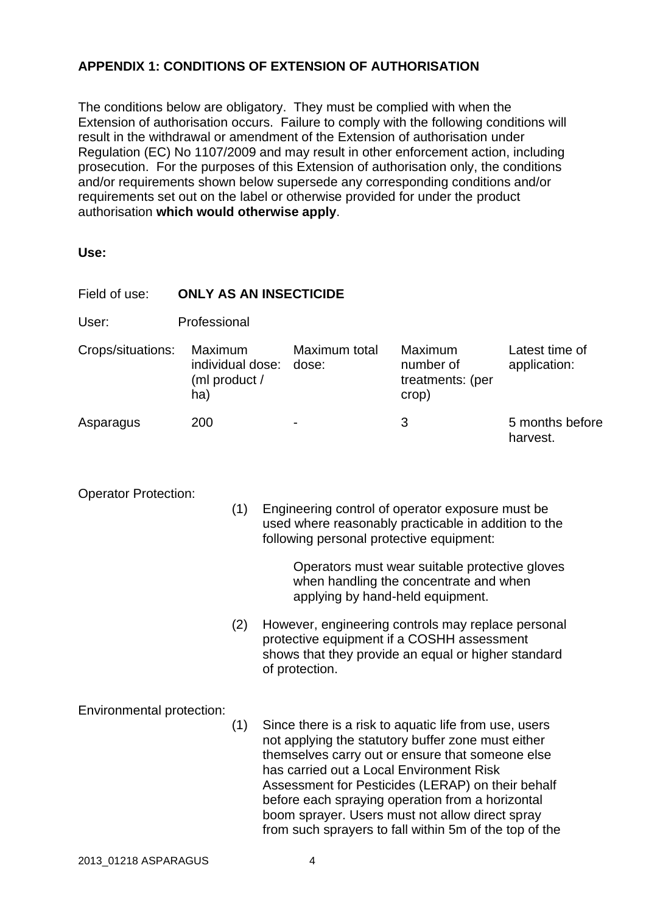## APPENDIX 1: CONDITIONS OF EXTENSION OF AUTHORISATION

The conditions below are obligatory. They must be complied with when the Extension of authorisation occurs. Failure to comply with the following conditions will result in the withdrawal or amendment of the Extension of authorisation under Regulation (EC) No 1107/2009 and may result in other enforcement action, including prosecution. For the purposes of this Extension of authorisation only, the conditions and/or requirements shown below supersede any corresponding conditions and/or requirements set out on the label or otherwise provided for under the product authorisation **which would otherwise apply**.

**Use:**

Field of use: **ONLY AS AN INSECTICIDE**

User: Professional

| Crops/situations: | Maximum individual dose: (ml product / ha) | Maximum total dose: | Maximum number of treatments: (per crop) | Latest time of application: |
|---|---|---|---|---|
| Asparagus | 200 | - | 3 | 5 months before harvest. |

Operator Protection:

(1) Engineering control of operator exposure must be used where reasonably practicable in addition to the following personal protective equipment:

> Operators must wear suitable protective gloves when handling the concentrate and when applying by hand-held equipment.

(2) However, engineering controls may replace personal protective equipment if a COSHH assessment shows that they provide an equal or higher standard of protection.

Environmental protection:

(1) Since there is a risk to aquatic life from use, users not applying the statutory buffer zone must either themselves carry out or ensure that someone else has carried out a Local Environment Risk Assessment for Pesticides (LERAP) on their behalf before each spraying operation from a horizontal boom sprayer. Users must not allow direct spray from such sprayers to fall within 5m of the top of the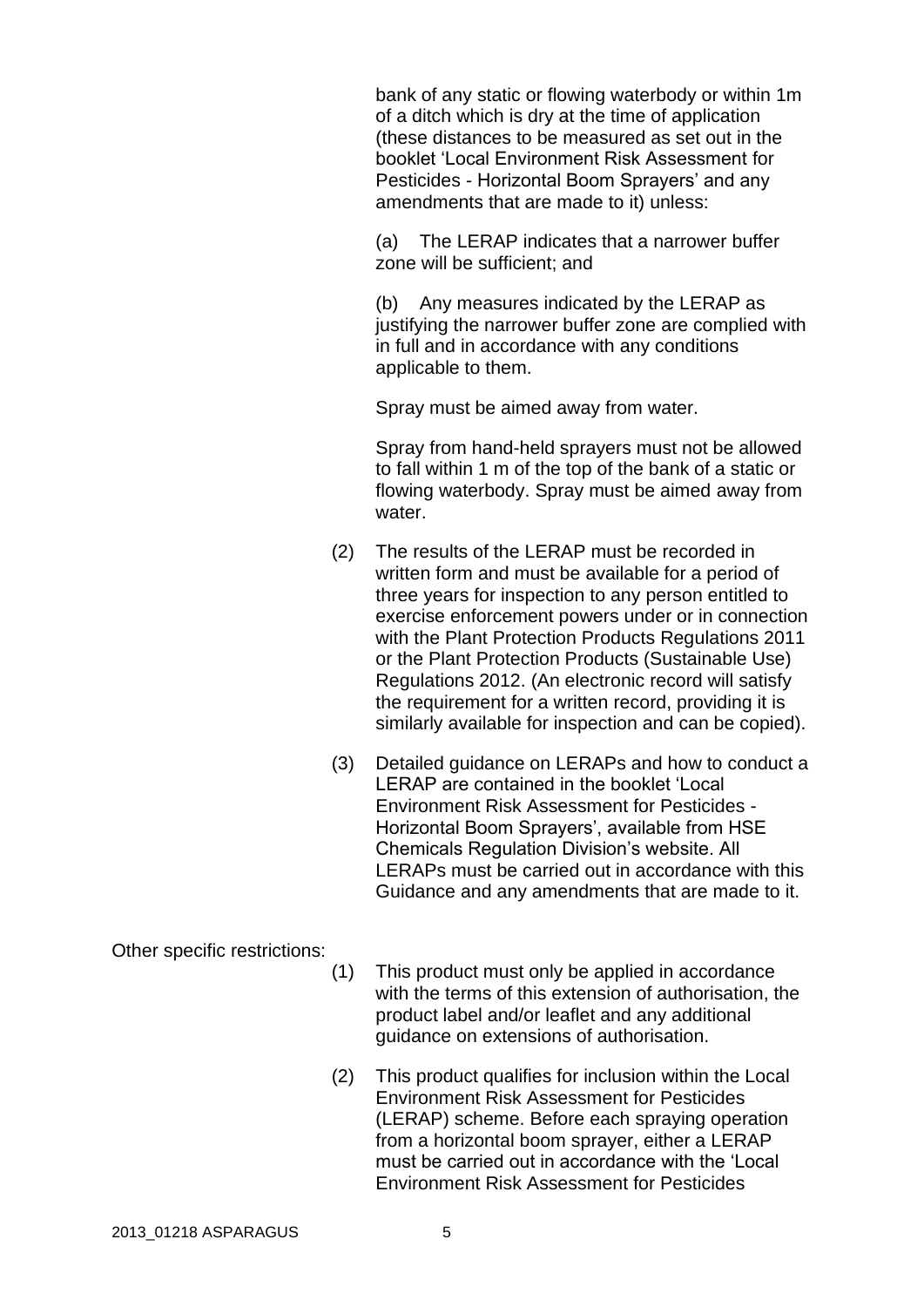bank of any static or flowing waterbody or within 1m of a ditch which is dry at the time of application (these distances to be measured as set out in the booklet 'Local Environment Risk Assessment for Pesticides - Horizontal Boom Sprayers' and any amendments that are made to it) unless:

(a) The LERAP indicates that a narrower buffer zone will be sufficient; and

(b) Any measures indicated by the LERAP as justifying the narrower buffer zone are complied with in full and in accordance with any conditions applicable to them.

Spray must be aimed away from water.

Spray from hand-held sprayers must not be allowed to fall within 1 m of the top of the bank of a static or flowing waterbody. Spray must be aimed away from water.

(2) The results of the LERAP must be recorded in written form and must be available for a period of three years for inspection to any person entitled to exercise enforcement powers under or in connection with the Plant Protection Products Regulations 2011 or the Plant Protection Products (Sustainable Use) Regulations 2012. (An electronic record will satisfy the requirement for a written record, providing it is similarly available for inspection and can be copied).

(3) Detailed guidance on LERAPs and how to conduct a LERAP are contained in the booklet 'Local Environment Risk Assessment for Pesticides - Horizontal Boom Sprayers', available from HSE Chemicals Regulation Division's website. All LERAPs must be carried out in accordance with this Guidance and any amendments that are made to it.

Other specific restrictions:

(1) This product must only be applied in accordance with the terms of this extension of authorisation, the product label and/or leaflet and any additional guidance on extensions of authorisation.

(2) This product qualifies for inclusion within the Local Environment Risk Assessment for Pesticides (LERAP) scheme. Before each spraying operation from a horizontal boom sprayer, either a LERAP must be carried out in accordance with the 'Local Environment Risk Assessment for Pesticides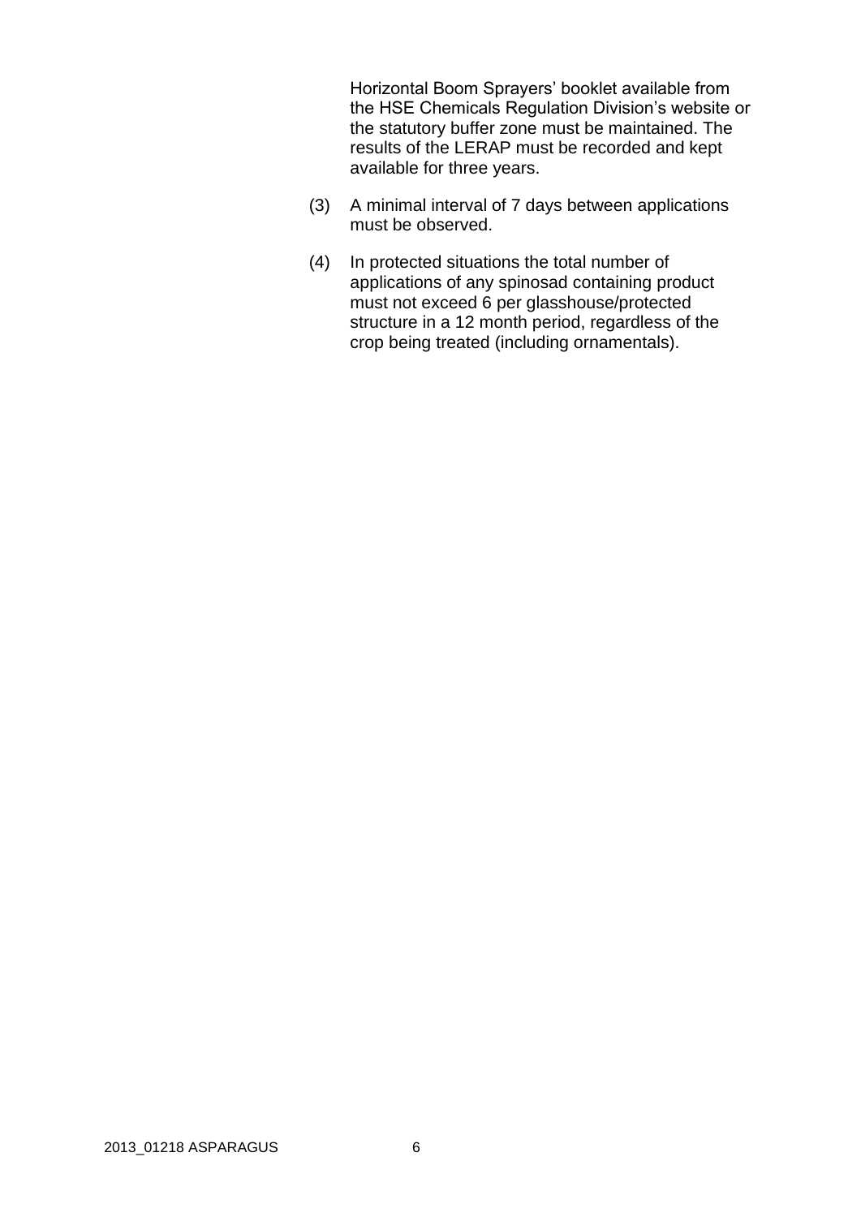Horizontal Boom Sprayers' booklet available from the HSE Chemicals Regulation Division's website or the statutory buffer zone must be maintained. The results of the LERAP must be recorded and kept available for three years.

(3) A minimal interval of 7 days between applications must be observed.

(4) In protected situations the total number of applications of any spinosad containing product must not exceed 6 per glasshouse/protected structure in a 12 month period, regardless of the crop being treated (including ornamentals).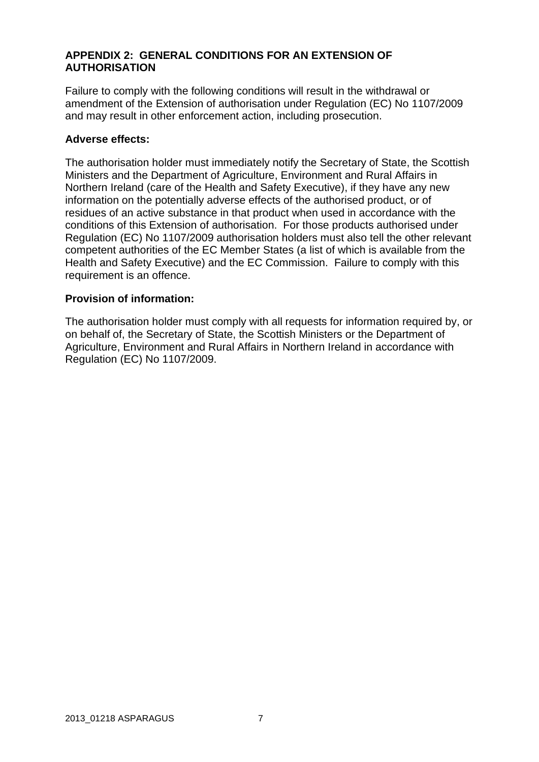## APPENDIX 2: GENERAL CONDITIONS FOR AN EXTENSION OF AUTHORISATION

Failure to comply with the following conditions will result in the withdrawal or amendment of the Extension of authorisation under Regulation (EC) No 1107/2009 and may result in other enforcement action, including prosecution.

**Adverse effects:**

The authorisation holder must immediately notify the Secretary of State, the Scottish Ministers and the Department of Agriculture, Environment and Rural Affairs in Northern Ireland (care of the Health and Safety Executive), if they have any new information on the potentially adverse effects of the authorised product, or of residues of an active substance in that product when used in accordance with the conditions of this Extension of authorisation. For those products authorised under Regulation (EC) No 1107/2009 authorisation holders must also tell the other relevant competent authorities of the EC Member States (a list of which is available from the Health and Safety Executive) and the EC Commission. Failure to comply with this requirement is an offence.

**Provision of information:**

The authorisation holder must comply with all requests for information required by, or on behalf of, the Secretary of State, the Scottish Ministers or the Department of Agriculture, Environment and Rural Affairs in Northern Ireland in accordance with Regulation (EC) No 1107/2009.